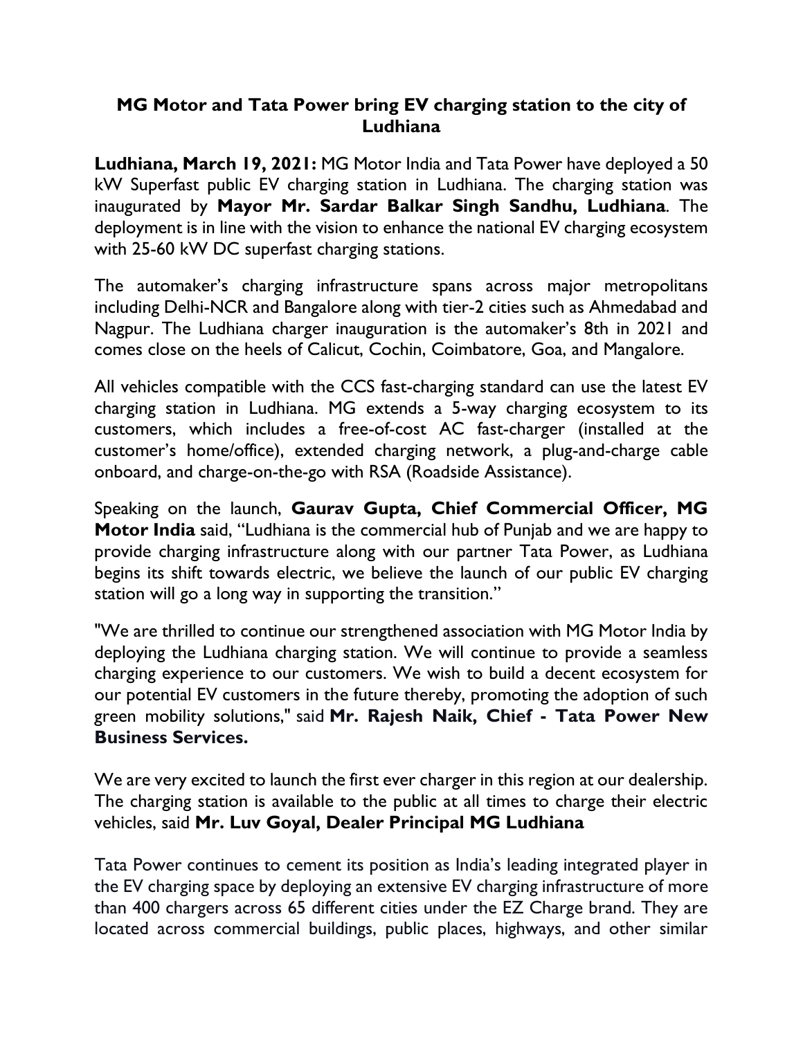# MG Motor and Tata Power bring EV charging station to the city of Ludhiana

**Ludhiana, March 19, 2021:** MG Motor India and Tata Power have deployed a 50 kW Superfast public EV charging station in Ludhiana. The charging station was inaugurated by **Mayor Mr. Sardar Balkar Singh Sandhu, Ludhiana**. The deployment is in line with the vision to enhance the national EV charging ecosystem with 25-60 kW DC superfast charging stations.

The automaker's charging infrastructure spans across major metropolitans including Delhi-NCR and Bangalore along with tier-2 cities such as Ahmedabad and Nagpur. The Ludhiana charger inauguration is the automaker's 8th in 2021 and comes close on the heels of Calicut, Cochin, Coimbatore, Goa, and Mangalore.

All vehicles compatible with the CCS fast-charging standard can use the latest EV charging station in Ludhiana. MG extends a 5-way charging ecosystem to its customers, which includes a free-of-cost AC fast-charger (installed at the customer's home/office), extended charging network, a plug-and-charge cable onboard, and charge-on-the-go with RSA (Roadside Assistance).

Speaking on the launch, **Gaurav Gupta, Chief Commercial Officer, MG Motor India** said, "Ludhiana is the commercial hub of Punjab and we are happy to provide charging infrastructure along with our partner Tata Power, as Ludhiana begins its shift towards electric, we believe the launch of our public EV charging station will go a long way in supporting the transition."

"We are thrilled to continue our strengthened association with MG Motor India by deploying the Ludhiana charging station. We will continue to provide a seamless charging experience to our customers. We wish to build a decent ecosystem for our potential EV customers in the future thereby, promoting the adoption of such green mobility solutions," said **Mr. Rajesh Naik, Chief - Tata Power New Business Services.**

We are very excited to launch the first ever charger in this region at our dealership. The charging station is available to the public at all times to charge their electric vehicles, said **Mr. Luv Goyal, Dealer Principal MG Ludhiana**

Tata Power continues to cement its position as India's leading integrated player in the EV charging space by deploying an extensive EV charging infrastructure of more than 400 chargers across 65 different cities under the EZ Charge brand. They are located across commercial buildings, public places, highways, and other similar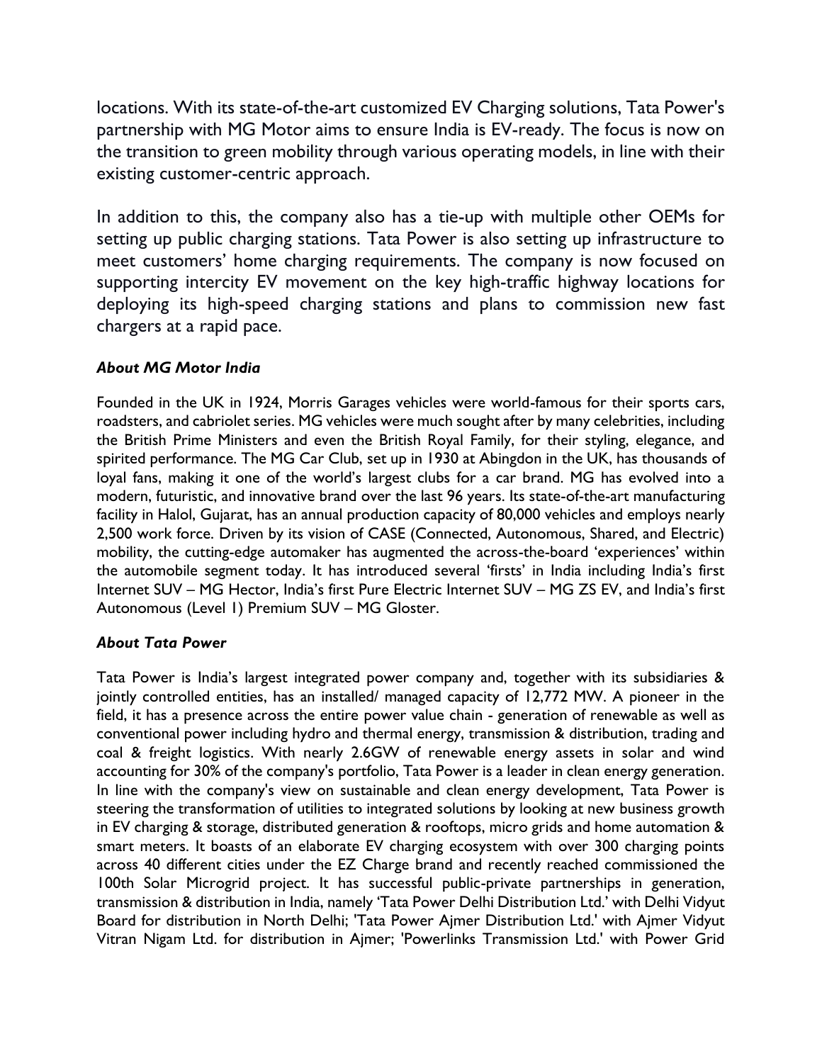locations. With its state-of-the-art customized EV Charging solutions, Tata Power's partnership with MG Motor aims to ensure India is EV-ready. The focus is now on the transition to green mobility through various operating models, in line with their existing customer-centric approach.

In addition to this, the company also has a tie-up with multiple other OEMs for setting up public charging stations. Tata Power is also setting up infrastructure to meet customers' home charging requirements. The company is now focused on supporting intercity EV movement on the key high-traffic highway locations for deploying its high-speed charging stations and plans to commission new fast chargers at a rapid pace.

***About MG Motor India***

Founded in the UK in 1924, Morris Garages vehicles were world-famous for their sports cars, roadsters, and cabriolet series. MG vehicles were much sought after by many celebrities, including the British Prime Ministers and even the British Royal Family, for their styling, elegance, and spirited performance. The MG Car Club, set up in 1930 at Abingdon in the UK, has thousands of loyal fans, making it one of the world's largest clubs for a car brand. MG has evolved into a modern, futuristic, and innovative brand over the last 96 years. Its state-of-the-art manufacturing facility in Halol, Gujarat, has an annual production capacity of 80,000 vehicles and employs nearly 2,500 work force. Driven by its vision of CASE (Connected, Autonomous, Shared, and Electric) mobility, the cutting-edge automaker has augmented the across-the-board 'experiences' within the automobile segment today. It has introduced several 'firsts' in India including India's first Internet SUV – MG Hector, India's first Pure Electric Internet SUV – MG ZS EV, and India's first Autonomous (Level 1) Premium SUV – MG Gloster.

***About Tata Power***

Tata Power is India's largest integrated power company and, together with its subsidiaries & jointly controlled entities, has an installed/ managed capacity of 12,772 MW. A pioneer in the field, it has a presence across the entire power value chain - generation of renewable as well as conventional power including hydro and thermal energy, transmission & distribution, trading and coal & freight logistics. With nearly 2.6GW of renewable energy assets in solar and wind accounting for 30% of the company's portfolio, Tata Power is a leader in clean energy generation. In line with the company's view on sustainable and clean energy development, Tata Power is steering the transformation of utilities to integrated solutions by looking at new business growth in EV charging & storage, distributed generation & rooftops, micro grids and home automation & smart meters. It boasts of an elaborate EV charging ecosystem with over 300 charging points across 40 different cities under the EZ Charge brand and recently reached commissioned the 100th Solar Microgrid project. It has successful public-private partnerships in generation, transmission & distribution in India, namely 'Tata Power Delhi Distribution Ltd.' with Delhi Vidyut Board for distribution in North Delhi; 'Tata Power Ajmer Distribution Ltd.' with Ajmer Vidyut Vitran Nigam Ltd. for distribution in Ajmer; 'Powerlinks Transmission Ltd.' with Power Grid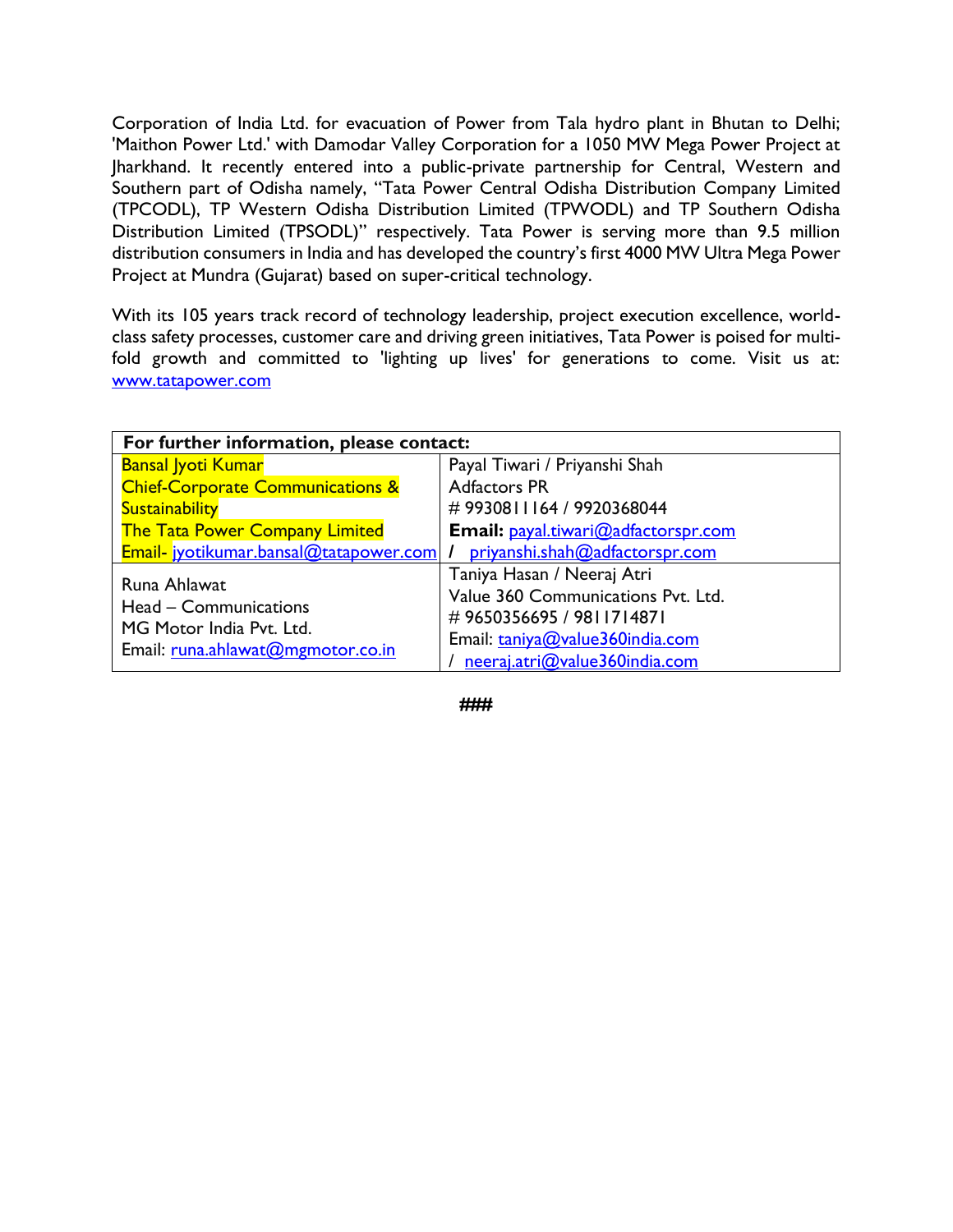Corporation of India Ltd. for evacuation of Power from Tala hydro plant in Bhutan to Delhi; 'Maithon Power Ltd.' with Damodar Valley Corporation for a 1050 MW Mega Power Project at Jharkhand. It recently entered into a public-private partnership for Central, Western and Southern part of Odisha namely, "Tata Power Central Odisha Distribution Company Limited (TPCODL), TP Western Odisha Distribution Limited (TPWODL) and TP Southern Odisha Distribution Limited (TPSODL)" respectively. Tata Power is serving more than 9.5 million distribution consumers in India and has developed the country's first 4000 MW Ultra Mega Power Project at Mundra (Gujarat) based on super-critical technology.

With its 105 years track record of technology leadership, project execution excellence, world-class safety processes, customer care and driving green initiatives, Tata Power is poised for multi-fold growth and committed to 'lighting up lives' for generations to come. Visit us at: www.tatapower.com

| **For further information, please contact:** | |
|---|---|
| Bansal Jyoti Kumar<br>Chief-Corporate Communications & Sustainability<br>The Tata Power Company Limited<br>Email- jyotikumar.bansal@tatapower.com | Payal Tiwari / Priyanshi Shah<br>Adfactors PR<br># 9930811164 / 9920368044<br>**Email:** payal.tiwari@adfactorspr.com **/** priyanshi.shah@adfactorspr.com |
| Runa Ahlawat<br>Head – Communications<br>MG Motor India Pvt. Ltd.<br>Email: runa.ahlawat@mgmotor.co.in | Taniya Hasan / Neeraj Atri<br>Value 360 Communications Pvt. Ltd.<br># 9650356695 / 9811714871<br>Email: taniya@value360india.com / neeraj.atri@value360india.com |

###